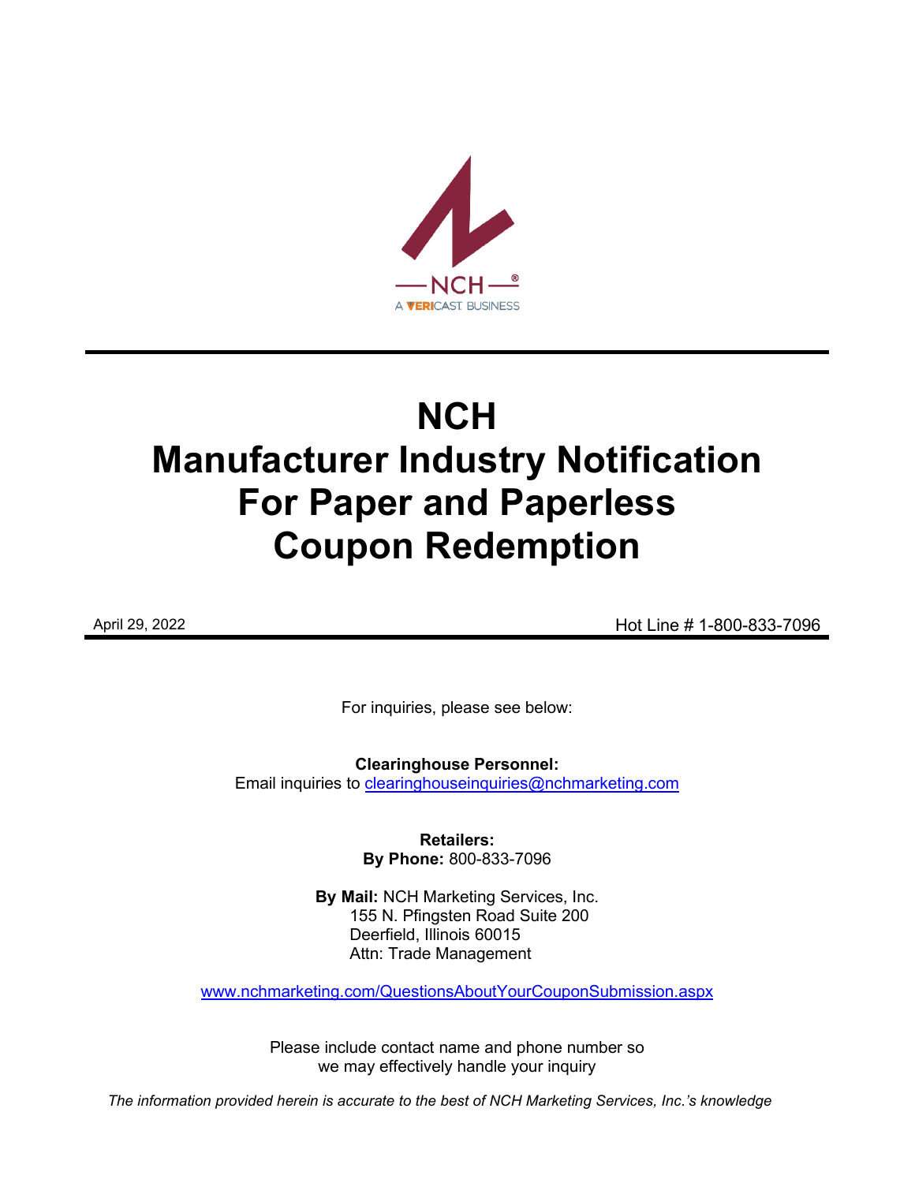# NCH Manufacturer Industry Notification For Paper and Paperless Coupon Redemption

April 29, 2022

Hot Line # 1-800-833-7096

For inquiries, please see below:

**Clearinghouse Personnel:**
Email inquiries to clearinghouseinquiries@nchmarketing.com

**Retailers:**
**By Phone:** 800-833-7096

**By Mail:** NCH Marketing Services, Inc.
155 N. Pfingsten Road Suite 200
Deerfield, Illinois 60015
Attn: Trade Management

www.nchmarketing.com/QuestionsAboutYourCouponSubmission.aspx

Please include contact name and phone number so we may effectively handle your inquiry

*The information provided herein is accurate to the best of NCH Marketing Services, Inc.'s knowledge*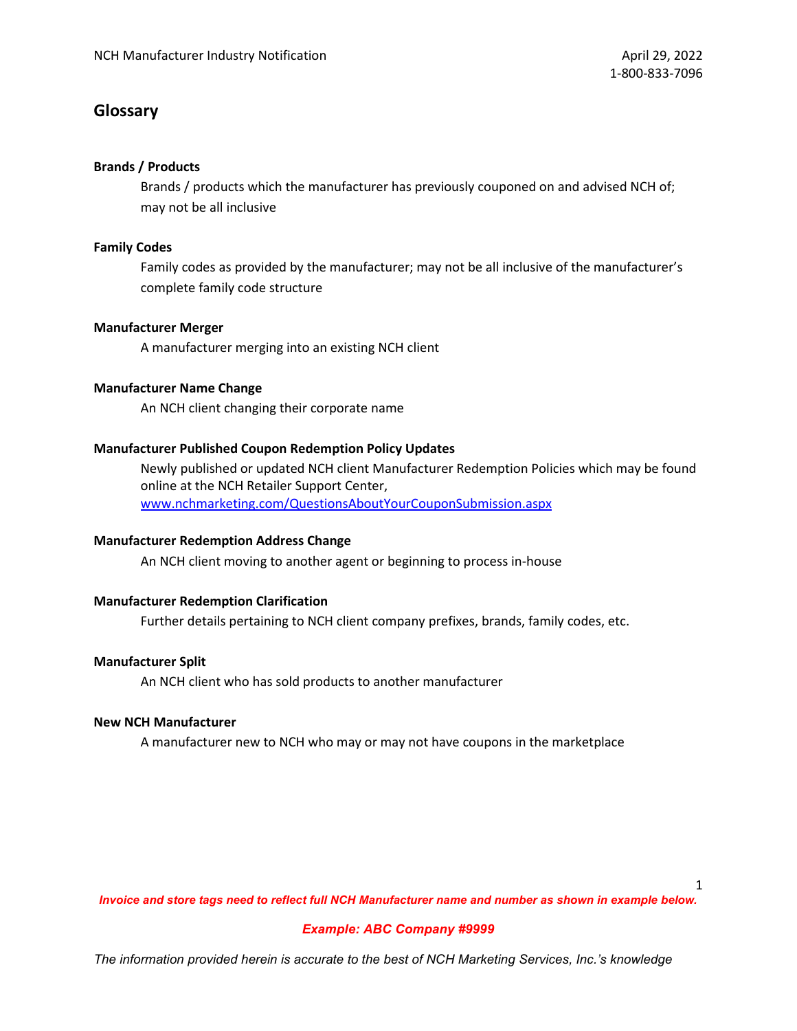## Glossary

**Brands / Products**

Brands / products which the manufacturer has previously couponed on and advised NCH of; may not be all inclusive

**Family Codes**

Family codes as provided by the manufacturer; may not be all inclusive of the manufacturer's complete family code structure

**Manufacturer Merger**

A manufacturer merging into an existing NCH client

**Manufacturer Name Change**

An NCH client changing their corporate name

**Manufacturer Published Coupon Redemption Policy Updates**

Newly published or updated NCH client Manufacturer Redemption Policies which may be found online at the NCH Retailer Support Center, [www.nchmarketing.com/QuestionsAboutYourCouponSubmission.aspx](http://www.nchmarketing.com/QuestionsAboutYourCouponSubmission.aspx)

**Manufacturer Redemption Address Change**

An NCH client moving to another agent or beginning to process in-house

**Manufacturer Redemption Clarification**

Further details pertaining to NCH client company prefixes, brands, family codes, etc.

**Manufacturer Split**

An NCH client who has sold products to another manufacturer

**New NCH Manufacturer**

A manufacturer new to NCH who may or may not have coupons in the marketplace

***Invoice and store tags need to reflect full NCH Manufacturer name and number as shown in example below.***

***Example: ABC Company #9999***

*The information provided herein is accurate to the best of NCH Marketing Services, Inc.'s knowledge*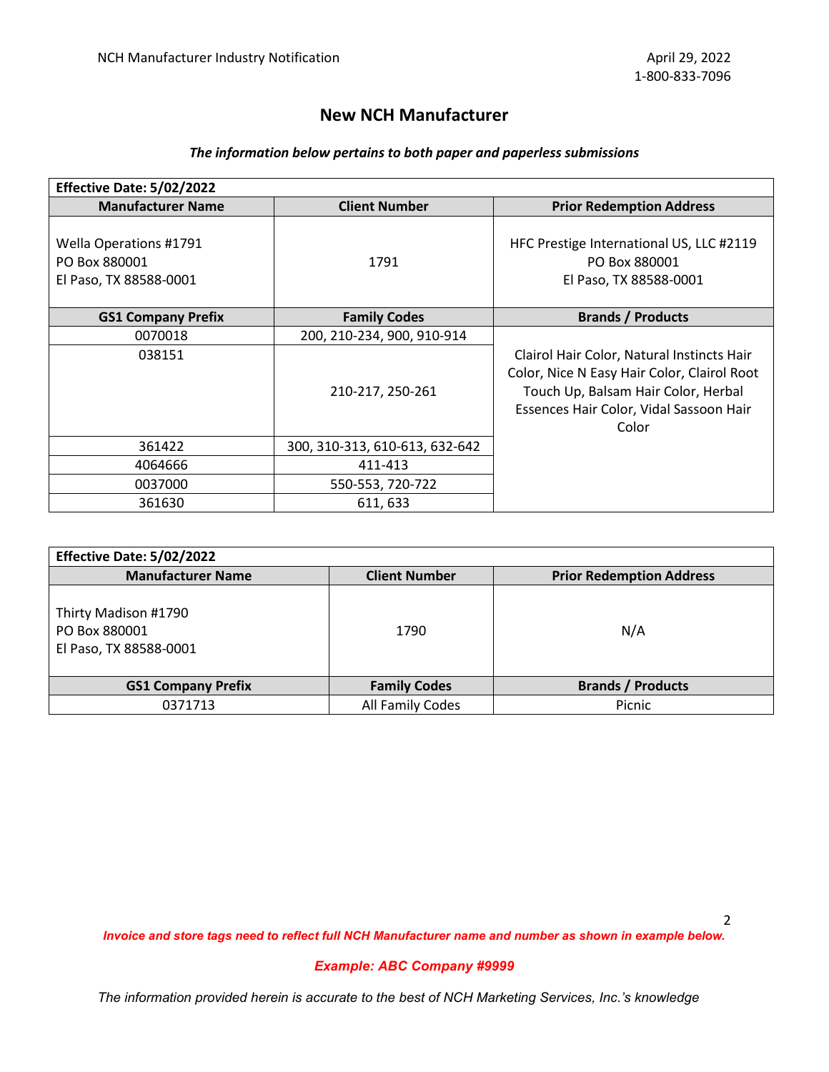## New NCH Manufacturer

***The information below pertains to both paper and paperless submissions***

| Effective Date: 5/02/2022 | | |
|---|---|---|
| **Manufacturer Name** | **Client Number** | **Prior Redemption Address** |
| Wella Operations #1791<br>PO Box 880001<br>El Paso, TX 88588-0001 | 1791 | HFC Prestige International US, LLC #2119<br>PO Box 880001<br>El Paso, TX 88588-0001 |
| **GS1 Company Prefix** | **Family Codes** | **Brands / Products** |
| 0070018 | 200, 210-234, 900, 910-914 | Clairol Hair Color, Natural Instincts Hair Color, Nice N Easy Hair Color, Clairol Root Touch Up, Balsam Hair Color, Herbal Essences Hair Color, Vidal Sassoon Hair Color |
| 038151 | 210-217, 250-261 | |
| 361422 | 300, 310-313, 610-613, 632-642 | |
| 4064666 | 411-413 | |
| 0037000 | 550-553, 720-722 | |
| 361630 | 611, 633 | |

| Effective Date: 5/02/2022 | | |
|---|---|---|
| **Manufacturer Name** | **Client Number** | **Prior Redemption Address** |
| Thirty Madison #1790<br>PO Box 880001<br>El Paso, TX 88588-0001 | 1790 | N/A |
| **GS1 Company Prefix** | **Family Codes** | **Brands / Products** |
| 0371713 | All Family Codes | Picnic |

***Invoice and store tags need to reflect full NCH Manufacturer name and number as shown in example below.***

***Example: ABC Company #9999***

*The information provided herein is accurate to the best of NCH Marketing Services, Inc.'s knowledge*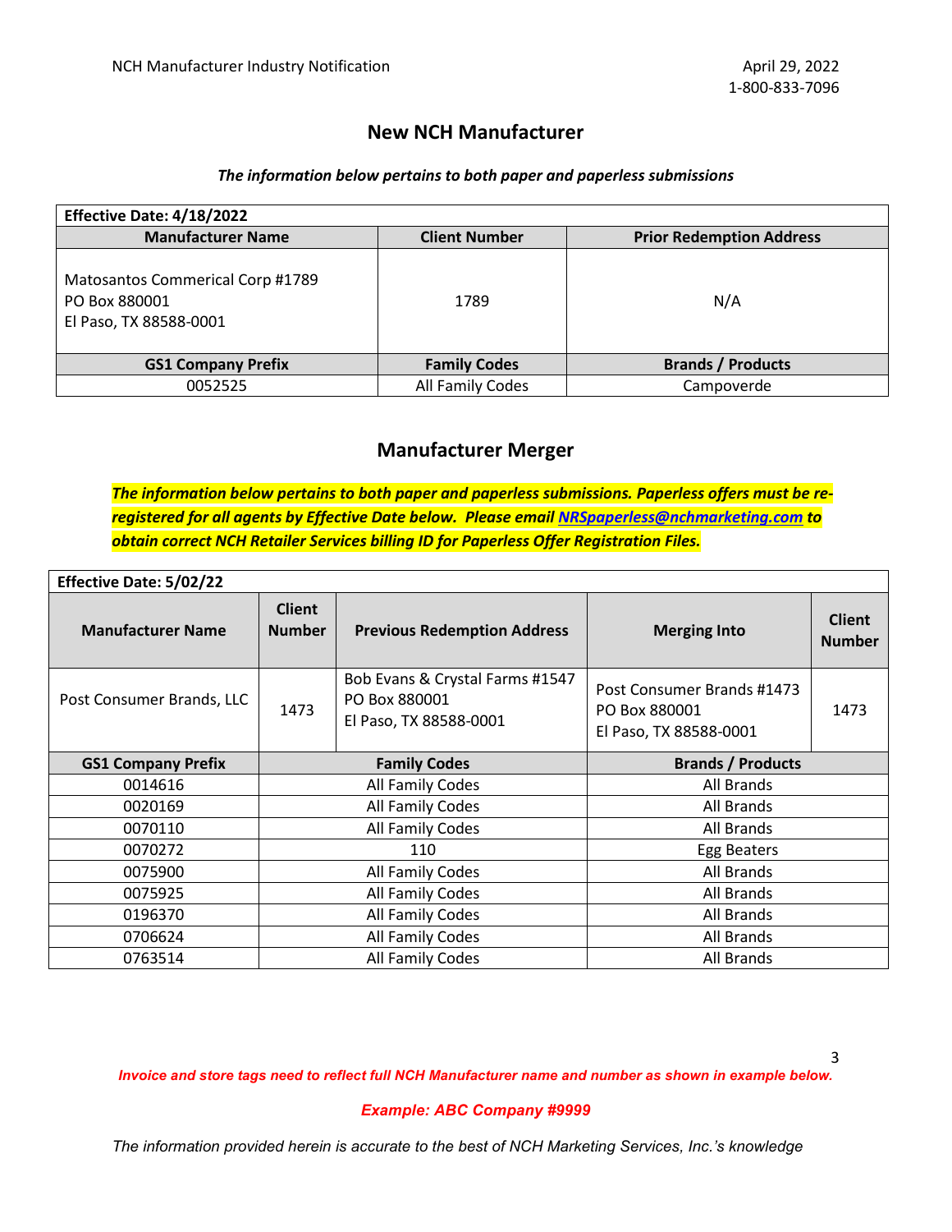# New NCH Manufacturer

***The information below pertains to both paper and paperless submissions***

| **Effective Date: 4/18/2022** | | |
|---|---|---|
| **Manufacturer Name** | **Client Number** | **Prior Redemption Address** |
| Matosantos Commerical Corp #1789<br>PO Box 880001<br>El Paso, TX 88588-0001 | 1789 | N/A |
| **GS1 Company Prefix** | **Family Codes** | **Brands / Products** |
| 0052525 | All Family Codes | Campoverde |

# Manufacturer Merger

***The information below pertains to both paper and paperless submissions. Paperless offers must be re-registered for all agents by Effective Date below. Please email NRSpaperless@nchmarketing.com to obtain correct NCH Retailer Services billing ID for Paperless Offer Registration Files.***

| **Effective Date: 5/02/22** | | | | |
|---|---|---|---|---|
| **Manufacturer Name** | **Client Number** | **Previous Redemption Address** | **Merging Into** | **Client Number** |
| Post Consumer Brands, LLC | 1473 | Bob Evans & Crystal Farms #1547<br>PO Box 880001<br>El Paso, TX 88588-0001 | Post Consumer Brands #1473<br>PO Box 880001<br>El Paso, TX 88588-0001 | 1473 |
| **GS1 Company Prefix** | **Family Codes** | | **Brands / Products** | |
| 0014616 | All Family Codes | | All Brands | |
| 0020169 | All Family Codes | | All Brands | |
| 0070110 | All Family Codes | | All Brands | |
| 0070272 | 110 | | Egg Beaters | |
| 0075900 | All Family Codes | | All Brands | |
| 0075925 | All Family Codes | | All Brands | |
| 0196370 | All Family Codes | | All Brands | |
| 0706624 | All Family Codes | | All Brands | |
| 0763514 | All Family Codes | | All Brands | |

***Invoice and store tags need to reflect full NCH Manufacturer name and number as shown in example below.***

***Example: ABC Company #9999***

*The information provided herein is accurate to the best of NCH Marketing Services, Inc.'s knowledge*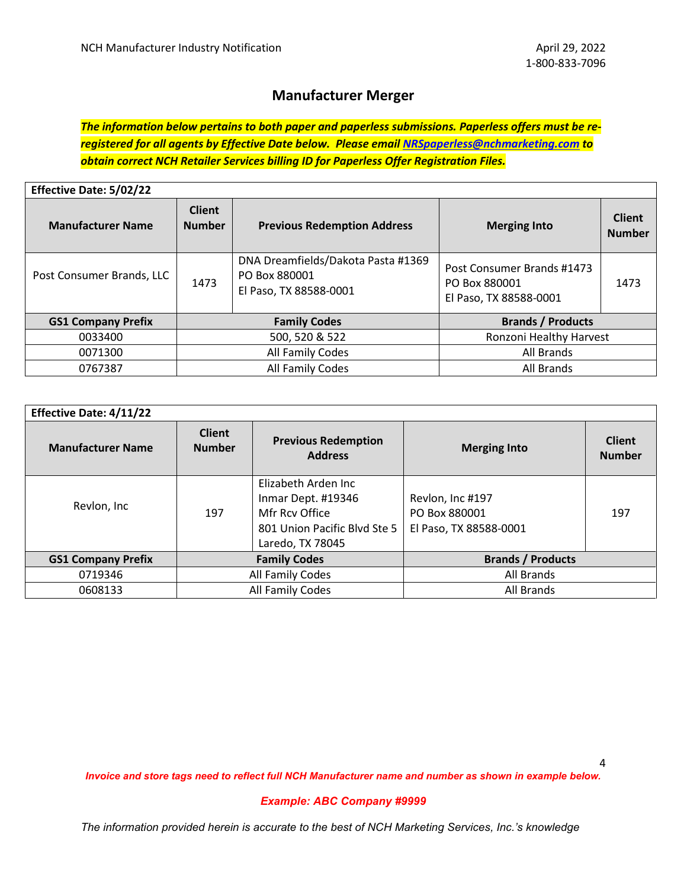NCH Manufacturer Industry Notification

April 29, 2022
1-800-833-7096

## Manufacturer Merger

***The information below pertains to both paper and paperless submissions. Paperless offers must be re-registered for all agents by Effective Date below. Please email [NRSpaperless@nchmarketing.com](mailto:NRSpaperless@nchmarketing.com) to obtain correct NCH Retailer Services billing ID for Paperless Offer Registration Files.***

| **Effective Date: 5/02/22** | | | | |
|---|---|---|---|---|
| **Manufacturer Name** | **Client Number** | **Previous Redemption Address** | **Merging Into** | **Client Number** |
| Post Consumer Brands, LLC | 1473 | DNA Dreamfields/Dakota Pasta #1369<br>PO Box 880001<br>El Paso, TX 88588-0001 | Post Consumer Brands #1473<br>PO Box 880001<br>El Paso, TX 88588-0001 | 1473 |
| **GS1 Company Prefix** | **Family Codes** | | **Brands / Products** | |
| 0033400 | 500, 520 & 522 | | Ronzoni Healthy Harvest | |
| 0071300 | All Family Codes | | All Brands | |
| 0767387 | All Family Codes | | All Brands | |

| **Effective Date: 4/11/22** | | | | |
|---|---|---|---|---|
| **Manufacturer Name** | **Client Number** | **Previous Redemption Address** | **Merging Into** | **Client Number** |
| Revlon, Inc | 197 | Elizabeth Arden Inc<br>Inmar Dept. #19346<br>Mfr Rcv Office<br>801 Union Pacific Blvd Ste 5<br>Laredo, TX 78045 | Revlon, Inc #197<br>PO Box 880001<br>El Paso, TX 88588-0001 | 197 |
| **GS1 Company Prefix** | **Family Codes** | | **Brands / Products** | |
| 0719346 | All Family Codes | | All Brands | |
| 0608133 | All Family Codes | | All Brands | |

*Invoice and store tags need to reflect full NCH Manufacturer name and number as shown in example below.*

*Example: ABC Company #9999*

*The information provided herein is accurate to the best of NCH Marketing Services, Inc.'s knowledge*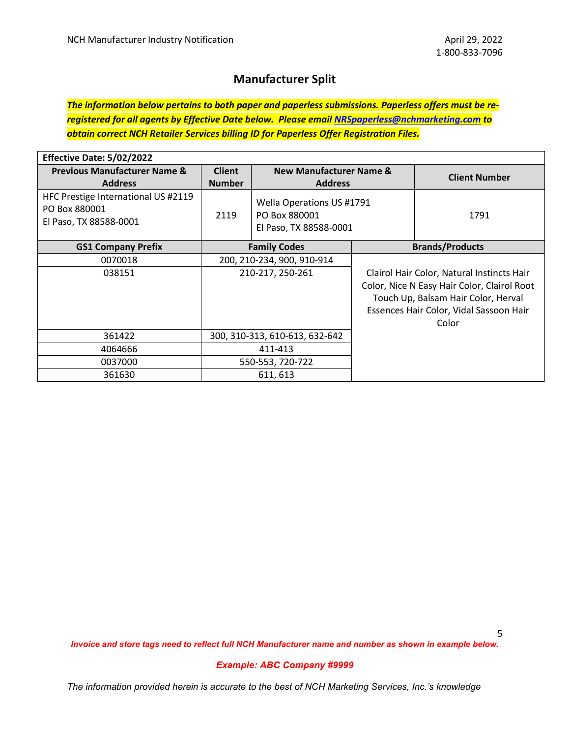# Manufacturer Split

***The information below pertains to both paper and paperless submissions. Paperless offers must be re-registered for all agents by Effective Date below. Please email [NRSpaperless@nchmarketing.com](mailto:NRSpaperless@nchmarketing.com) to obtain correct NCH Retailer Services billing ID for Paperless Offer Registration Files.***

**Effective Date: 5/02/2022**

| Previous Manufacturer Name & Address | Client Number | New Manufacturer Name & Address | Client Number |
|---|---|---|---|
| HFC Prestige International US #2119<br>PO Box 880001<br>El Paso, TX 88588-0001 | 2119 | Wella Operations US #1791<br>PO Box 880001<br>El Paso, TX 88588-0001 | 1791 |

| GS1 Company Prefix | Family Codes | Brands/Products |
|---|---|---|
| 0070018 | 200, 210-234, 900, 910-914 | Clairol Hair Color, Natural Instincts Hair Color, Nice N Easy Hair Color, Clairol Root Touch Up, Balsam Hair Color, Herval Essences Hair Color, Vidal Sassoon Hair Color |
| 038151 | 210-217, 250-261 | |
| 361422 | 300, 310-313, 610-613, 632-642 | |
| 4064666 | 411-413 | |
| 0037000 | 550-553, 720-722 | |
| 361630 | 611, 613 | |

***Invoice and store tags need to reflect full NCH Manufacturer name and number as shown in example below.***

***Example: ABC Company #9999***

*The information provided herein is accurate to the best of NCH Marketing Services, Inc.'s knowledge*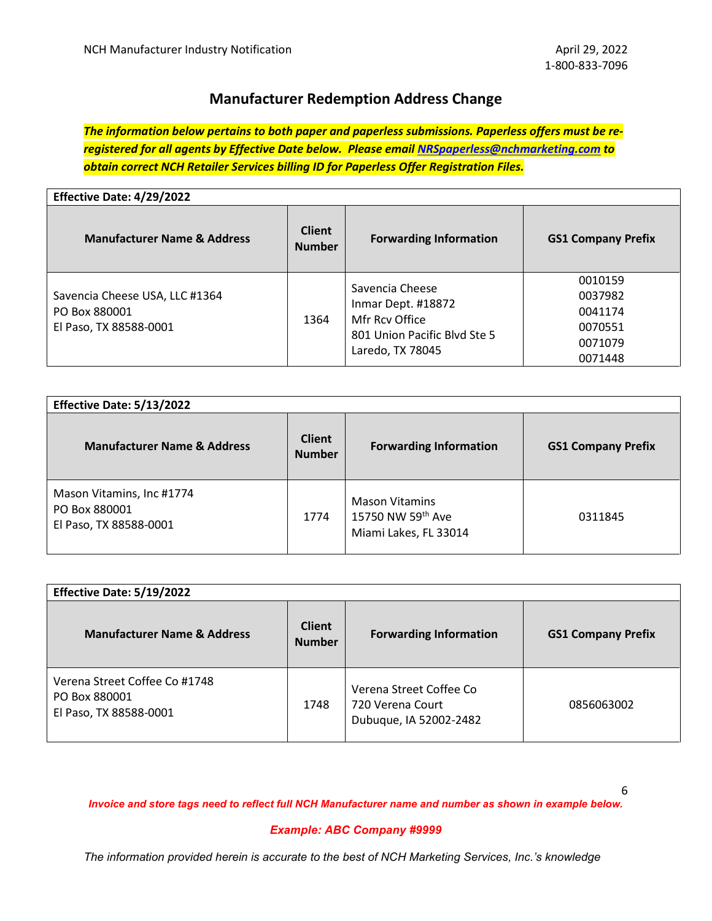## Manufacturer Redemption Address Change

***The information below pertains to both paper and paperless submissions. Paperless offers must be re-registered for all agents by Effective Date below. Please email NRSpaperless@nchmarketing.com to obtain correct NCH Retailer Services billing ID for Paperless Offer Registration Files.***

**Effective Date: 4/29/2022**

| Manufacturer Name & Address | Client Number | Forwarding Information | GS1 Company Prefix |
|---|---|---|---|
| Savencia Cheese USA, LLC #1364<br>PO Box 880001<br>El Paso, TX 88588-0001 | 1364 | Savencia Cheese<br>Inmar Dept. #18872<br>Mfr Rcv Office<br>801 Union Pacific Blvd Ste 5<br>Laredo, TX 78045 | 0010159<br>0037982<br>0041174<br>0070551<br>0071079<br>0071448 |

**Effective Date: 5/13/2022**

| Manufacturer Name & Address | Client Number | Forwarding Information | GS1 Company Prefix |
|---|---|---|---|
| Mason Vitamins, Inc #1774<br>PO Box 880001<br>El Paso, TX 88588-0001 | 1774 | Mason Vitamins<br>15750 NW 59th Ave<br>Miami Lakes, FL 33014 | 0311845 |

**Effective Date: 5/19/2022**

| Manufacturer Name & Address | Client Number | Forwarding Information | GS1 Company Prefix |
|---|---|---|---|
| Verena Street Coffee Co #1748<br>PO Box 880001<br>El Paso, TX 88588-0001 | 1748 | Verena Street Coffee Co<br>720 Verena Court<br>Dubuque, IA 52002-2482 | 0856063002 |

***Invoice and store tags need to reflect full NCH Manufacturer name and number as shown in example below.***

***Example: ABC Company #9999***

*The information provided herein is accurate to the best of NCH Marketing Services, Inc.'s knowledge*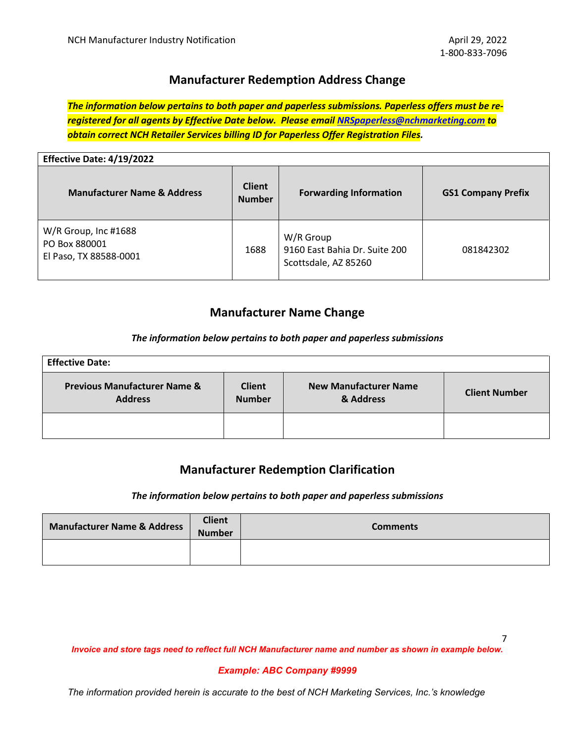## Manufacturer Redemption Address Change

***The information below pertains to both paper and paperless submissions. Paperless offers must be re-registered for all agents by Effective Date below. Please email [NRSpaperless@nchmarketing.com](mailto:NRSpaperless@nchmarketing.com) to obtain correct NCH Retailer Services billing ID for Paperless Offer Registration Files.***

| **Effective Date: 4/19/2022** | | | |
|---|---|---|---|
| **Manufacturer Name & Address** | **Client Number** | **Forwarding Information** | **GS1 Company Prefix** |
| W/R Group, Inc #1688<br>PO Box 880001<br>El Paso, TX 88588-0001 | 1688 | W/R Group<br>9160 East Bahia Dr. Suite 200<br>Scottsdale, AZ 85260 | 081842302 |

## Manufacturer Name Change

*The information below pertains to both paper and paperless submissions*

| **Effective Date:** | | | |
|---|---|---|---|
| **Previous Manufacturer Name & Address** | **Client Number** | **New Manufacturer Name & Address** | **Client Number** |
| | | | |

## Manufacturer Redemption Clarification

*The information below pertains to both paper and paperless submissions*

| Manufacturer Name & Address | Client Number | Comments |
|---|---|---|
| | | |

*Invoice and store tags need to reflect full NCH Manufacturer name and number as shown in example below.*

*Example: ABC Company #9999*

*The information provided herein is accurate to the best of NCH Marketing Services, Inc.'s knowledge*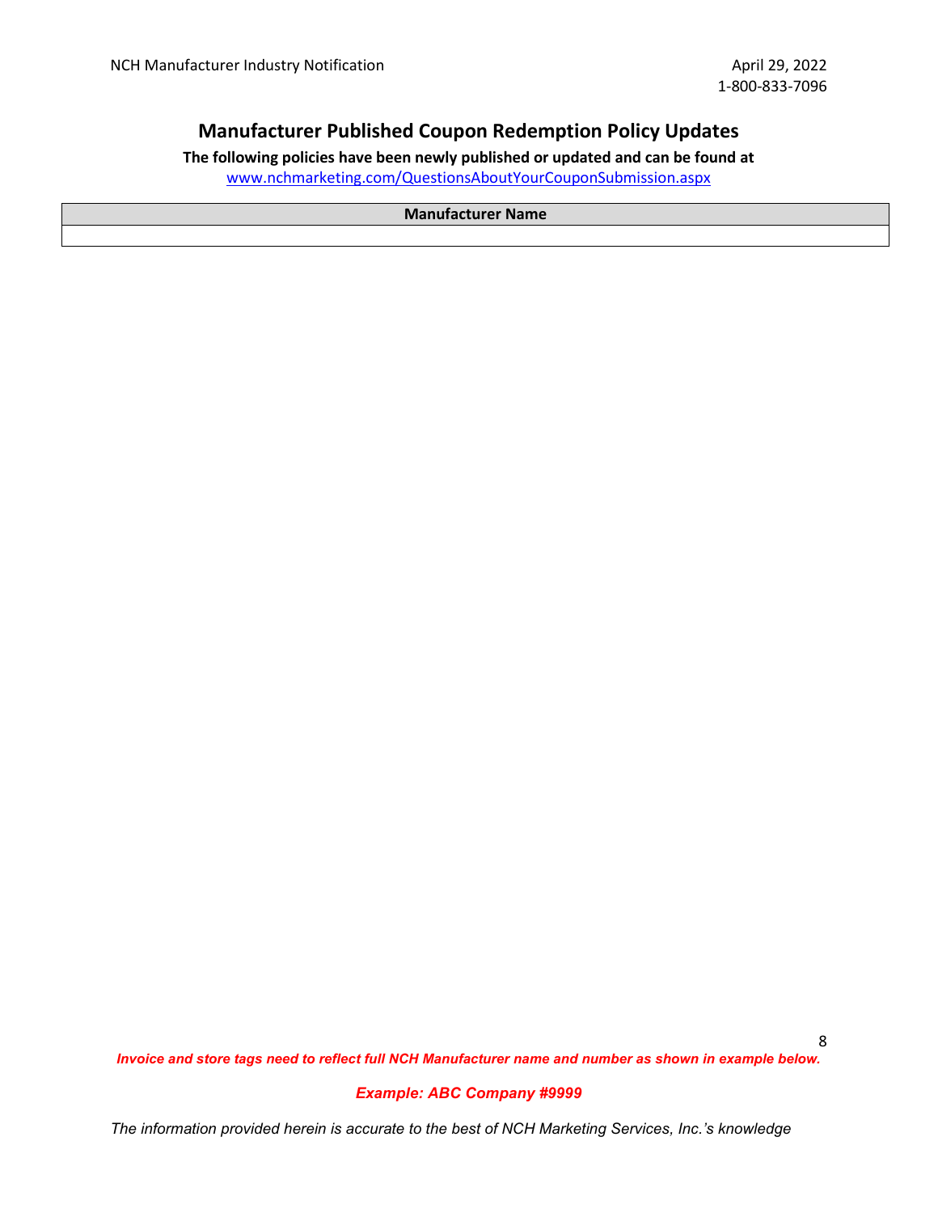# Manufacturer Published Coupon Redemption Policy Updates

**The following policies have been newly published or updated and can be found at**
[www.nchmarketing.com/QuestionsAboutYourCouponSubmission.aspx](www.nchmarketing.com/QuestionsAboutYourCouponSubmission.aspx)

| Manufacturer Name |
|---|
| |

***Invoice and store tags need to reflect full NCH Manufacturer name and number as shown in example below.***

***Example: ABC Company #9999***

*The information provided herein is accurate to the best of NCH Marketing Services, Inc.'s knowledge*